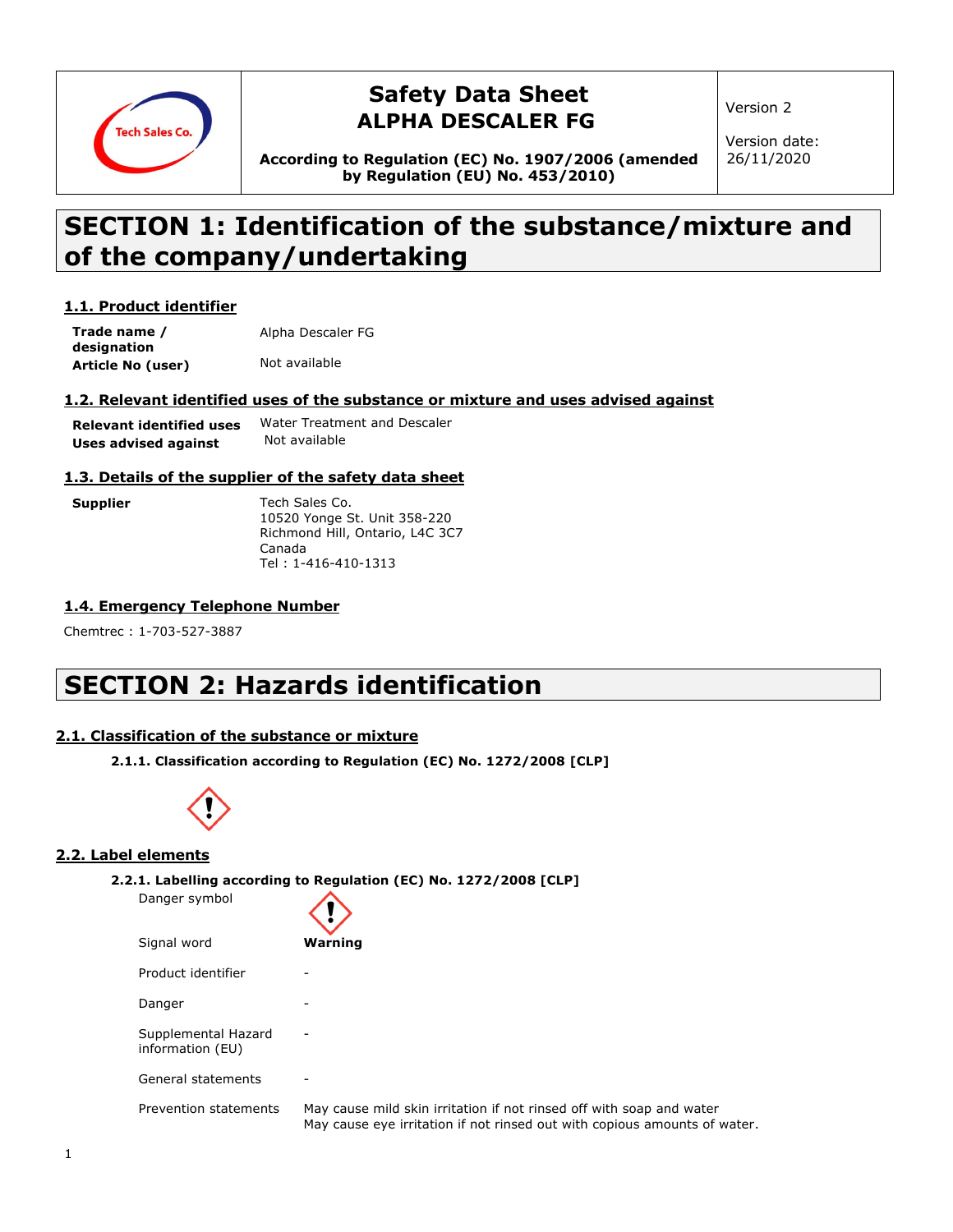# Safety Data Sheet
# ALPHA DESCALER FG

**According to Regulation (EC) No. 1907/2006 (amended by Regulation (EU) No. 453/2010)**

Version 2

Version date: 26/11/2020

# SECTION 1: Identification of the substance/mixture and of the company/undertaking

## 1.1. Product identifier

| | |
|---|---|
| **Trade name / designation** | Alpha Descaler FG |
| **Article No (user)** | Not available |

## 1.2. Relevant identified uses of the substance or mixture and uses advised against

| | |
|---|---|
| **Relevant identified uses** | Water Treatment and Descaler |
| **Uses advised against** | Not available |

## 1.3. Details of the supplier of the safety data sheet

**Supplier**

Tech Sales Co.
10520 Yonge St. Unit 358-220
Richmond Hill, Ontario, L4C 3C7
Canada
Tel : 1-416-410-1313

## 1.4. Emergency Telephone Number

Chemtrec : 1-703-527-3887

# SECTION 2: Hazards identification

## 2.1. Classification of the substance or mixture

### 2.1.1. Classification according to Regulation (EC) No. 1272/2008 [CLP]

## 2.2. Label elements

### 2.2.1. Labelling according to Regulation (EC) No. 1272/2008 [CLP]

| | |
|---|---|
| Danger symbol | |
| Signal word | **Warning** |
| Product identifier | - |
| Danger | - |
| Supplemental Hazard information (EU) | - |
| General statements | - |
| Prevention statements | May cause mild skin irritation if not rinsed off with soap and water<br>May cause eye irritation if not rinsed out with copious amounts of water. |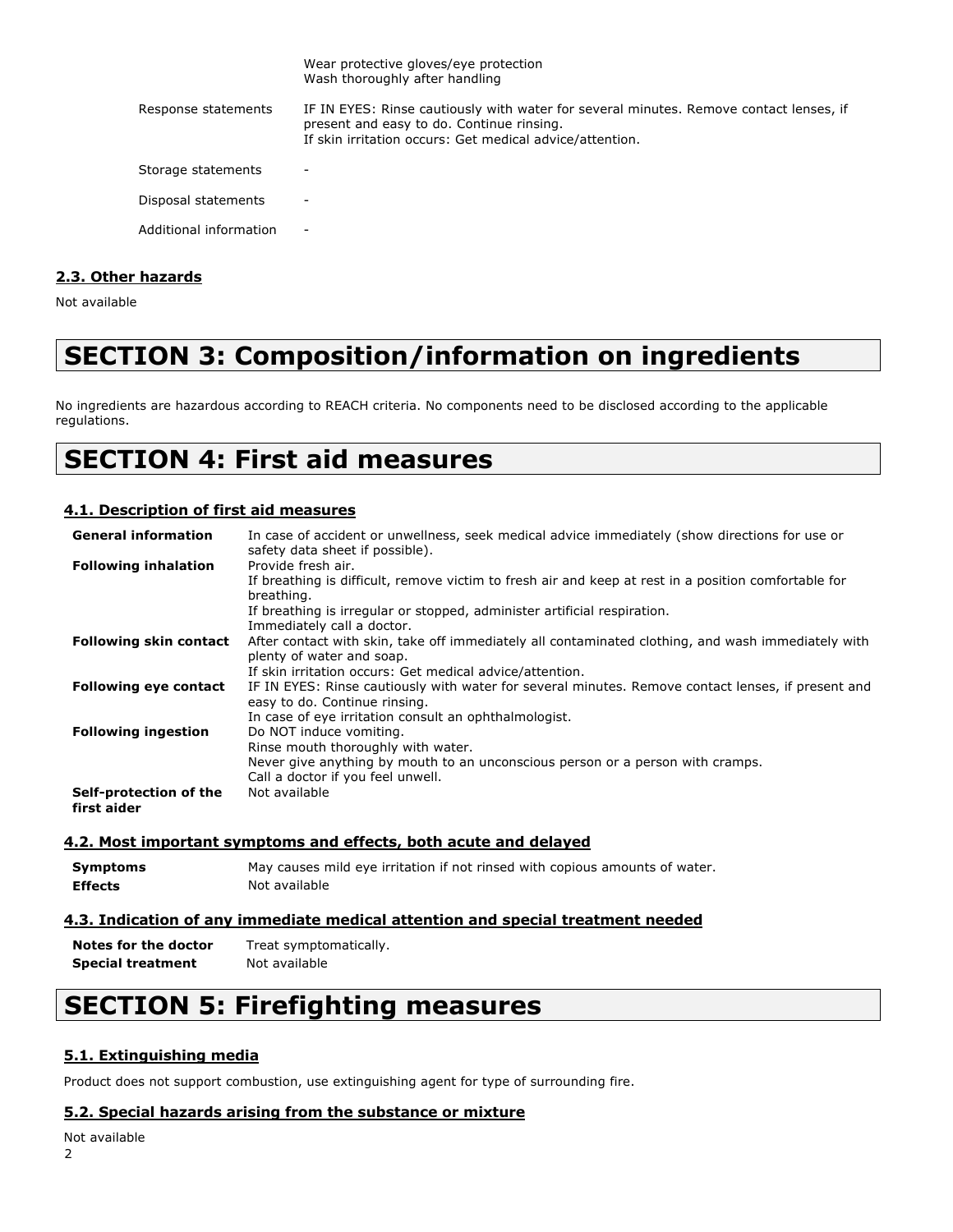| | |
|---|---|
| | Wear protective gloves/eye protection<br>Wash thoroughly after handling |
| Response statements | IF IN EYES: Rinse cautiously with water for several minutes. Remove contact lenses, if present and easy to do. Continue rinsing.<br>If skin irritation occurs: Get medical advice/attention. |
| Storage statements | - |
| Disposal statements | - |
| Additional information | - |

### 2.3. Other hazards

Not available

# SECTION 3: Composition/information on ingredients

No ingredients are hazardous according to REACH criteria. No components need to be disclosed according to the applicable regulations.

# SECTION 4: First aid measures

### 4.1. Description of first aid measures

| | |
|---|---|
| **General information** | In case of accident or unwellness, seek medical advice immediately (show directions for use or safety data sheet if possible). |
| **Following inhalation** | Provide fresh air.<br>If breathing is difficult, remove victim to fresh air and keep at rest in a position comfortable for breathing.<br>If breathing is irregular or stopped, administer artificial respiration.<br>Immediately call a doctor. |
| **Following skin contact** | After contact with skin, take off immediately all contaminated clothing, and wash immediately with plenty of water and soap.<br>If skin irritation occurs: Get medical advice/attention. |
| **Following eye contact** | IF IN EYES: Rinse cautiously with water for several minutes. Remove contact lenses, if present and easy to do. Continue rinsing.<br>In case of eye irritation consult an ophthalmologist. |
| **Following ingestion** | Do NOT induce vomiting.<br>Rinse mouth thoroughly with water.<br>Never give anything by mouth to an unconscious person or a person with cramps.<br>Call a doctor if you feel unwell. |
| **Self-protection of the first aider** | Not available |

### 4.2. Most important symptoms and effects, both acute and delayed

| | |
|---|---|
| **Symptoms** | May causes mild eye irritation if not rinsed with copious amounts of water. |
| **Effects** | Not available |

### 4.3. Indication of any immediate medical attention and special treatment needed

| | |
|---|---|
| **Notes for the doctor** | Treat symptomatically. |
| **Special treatment** | Not available |

# SECTION 5: Firefighting measures

### 5.1. Extinguishing media

Product does not support combustion, use extinguishing agent for type of surrounding fire.

### 5.2. Special hazards arising from the substance or mixture

Not available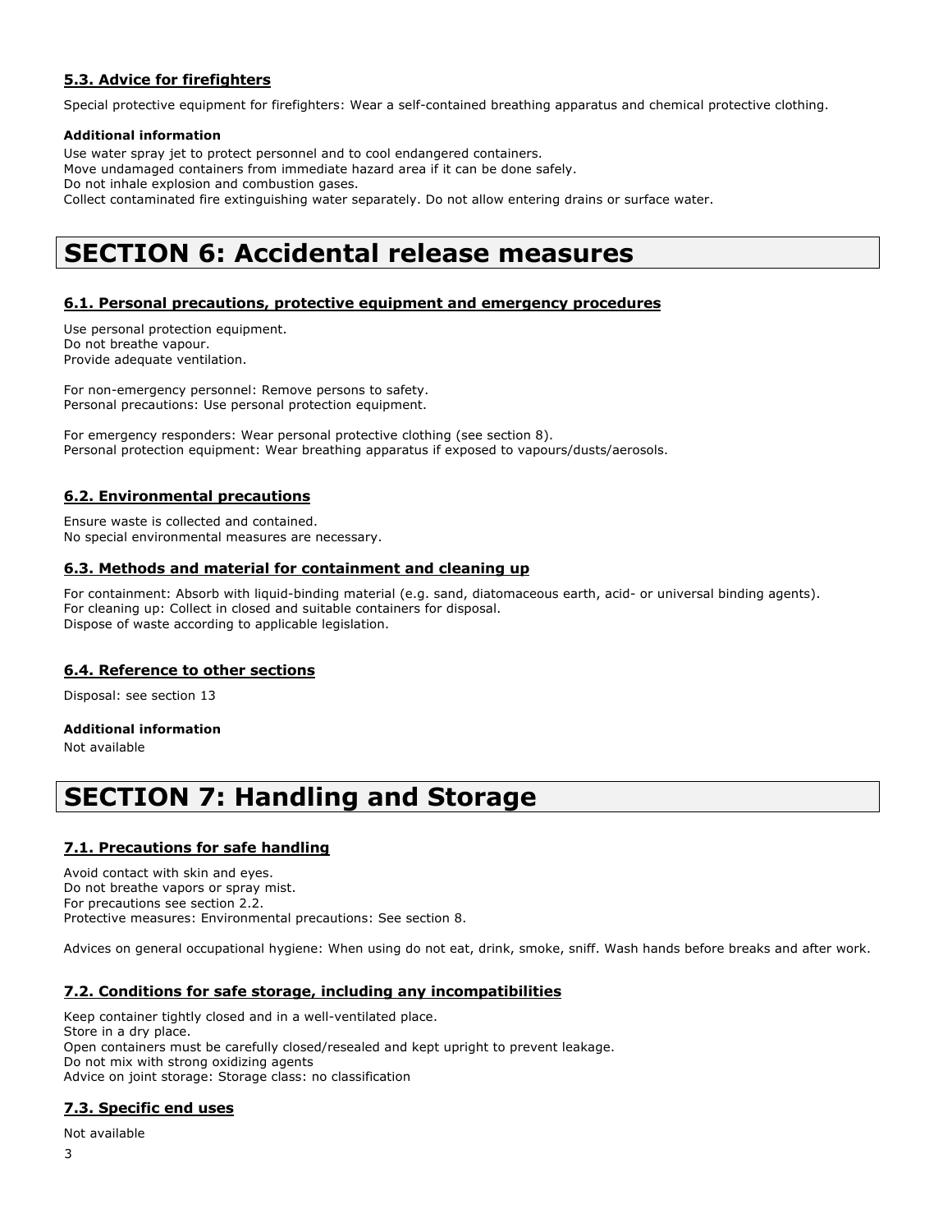### 5.3. Advice for firefighters

Special protective equipment for firefighters: Wear a self-contained breathing apparatus and chemical protective clothing.

**Additional information**

Use water spray jet to protect personnel and to cool endangered containers.
Move undamaged containers from immediate hazard area if it can be done safely.
Do not inhale explosion and combustion gases.
Collect contaminated fire extinguishing water separately. Do not allow entering drains or surface water.

# SECTION 6: Accidental release measures

### 6.1. Personal precautions, protective equipment and emergency procedures

Use personal protection equipment.
Do not breathe vapour.
Provide adequate ventilation.

For non-emergency personnel: Remove persons to safety.
Personal precautions: Use personal protection equipment.

For emergency responders: Wear personal protective clothing (see section 8).
Personal protection equipment: Wear breathing apparatus if exposed to vapours/dusts/aerosols.

### 6.2. Environmental precautions

Ensure waste is collected and contained.
No special environmental measures are necessary.

### 6.3. Methods and material for containment and cleaning up

For containment: Absorb with liquid-binding material (e.g. sand, diatomaceous earth, acid- or universal binding agents).
For cleaning up: Collect in closed and suitable containers for disposal.
Dispose of waste according to applicable legislation.

### 6.4. Reference to other sections

Disposal: see section 13

**Additional information**

Not available

# SECTION 7: Handling and Storage

### 7.1. Precautions for safe handling

Avoid contact with skin and eyes.
Do not breathe vapors or spray mist.
For precautions see section 2.2.
Protective measures: Environmental precautions: See section 8.

Advices on general occupational hygiene: When using do not eat, drink, smoke, sniff. Wash hands before breaks and after work.

### 7.2. Conditions for safe storage, including any incompatibilities

Keep container tightly closed and in a well-ventilated place.
Store in a dry place.
Open containers must be carefully closed/resealed and kept upright to prevent leakage.
Do not mix with strong oxidizing agents
Advice on joint storage: Storage class: no classification

### 7.3. Specific end uses

Not available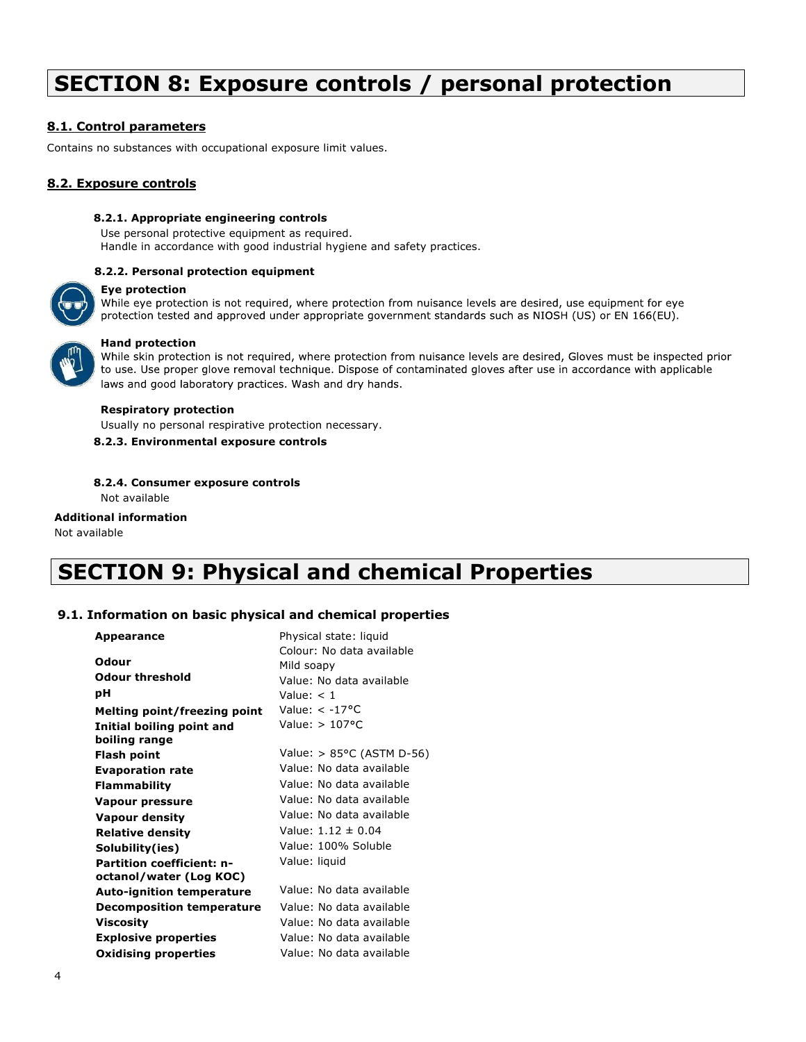# SECTION 8: Exposure controls / personal protection

## 8.1. Control parameters

Contains no substances with occupational exposure limit values.

## 8.2. Exposure controls

### 8.2.1. Appropriate engineering controls

Use personal protective equipment as required.
Handle in accordance with good industrial hygiene and safety practices.

### 8.2.2. Personal protection equipment

**Eye protection**

While eye protection is not required, where protection from nuisance levels are desired, use equipment for eye protection tested and approved under appropriate government standards such as NIOSH (US) or EN 166(EU).

**Hand protection**

While skin protection is not required, where protection from nuisance levels are desired, Gloves must be inspected prior to use. Use proper glove removal technique. Dispose of contaminated gloves after use in accordance with applicable laws and good laboratory practices. Wash and dry hands.

**Respiratory protection**

Usually no personal respirative protection necessary.

### 8.2.3. Environmental exposure controls

### 8.2.4. Consumer exposure controls

Not available

**Additional information**

Not available

# SECTION 9: Physical and chemical Properties

## 9.1. Information on basic physical and chemical properties

| | |
|---|---|
| **Appearance** | Physical state: liquid<br>Colour: No data available |
| **Odour** | Mild soapy |
| **Odour threshold** | Value: No data available |
| **pH** | Value: < 1 |
| **Melting point/freezing point** | Value: < -17°C |
| **Initial boiling point and boiling range** | Value: > 107°C |
| **Flash point** | Value: > 85°C (ASTM D-56) |
| **Evaporation rate** | Value: No data available |
| **Flammability** | Value: No data available |
| **Vapour pressure** | Value: No data available |
| **Vapour density** | Value: No data available |
| **Relative density** | Value: 1.12 ± 0.04 |
| **Solubility(ies)** | Value: 100% Soluble |
| **Partition coefficient: n-octanol/water (Log KOC)** | Value: liquid |
| **Auto-ignition temperature** | Value: No data available |
| **Decomposition temperature** | Value: No data available |
| **Viscosity** | Value: No data available |
| **Explosive properties** | Value: No data available |
| **Oxidising properties** | Value: No data available |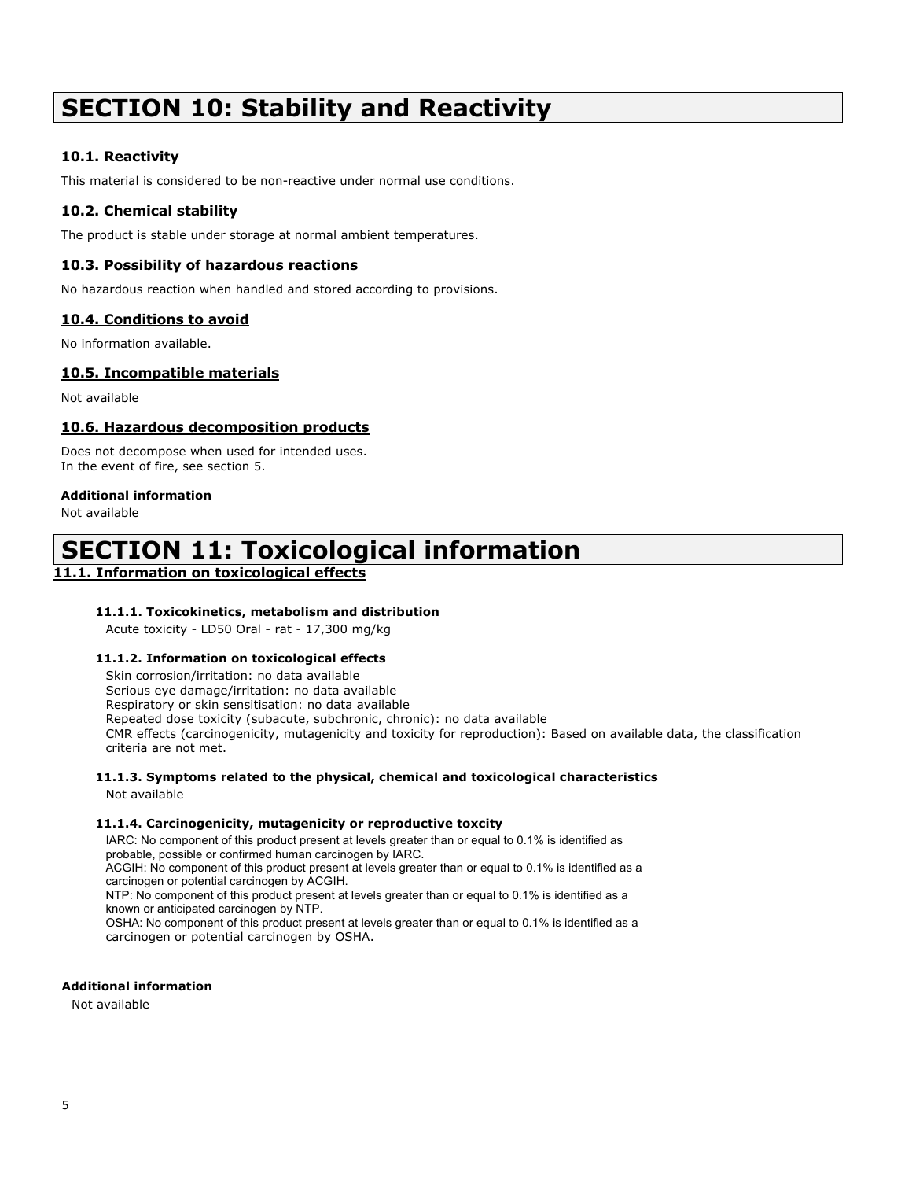# SECTION 10: Stability and Reactivity

### 10.1. Reactivity

This material is considered to be non-reactive under normal use conditions.

### 10.2. Chemical stability

The product is stable under storage at normal ambient temperatures.

### 10.3. Possibility of hazardous reactions

No hazardous reaction when handled and stored according to provisions.

### 10.4. Conditions to avoid

No information available.

### 10.5. Incompatible materials

Not available

### 10.6. Hazardous decomposition products

Does not decompose when used for intended uses.
In the event of fire, see section 5.

**Additional information**

Not available

# SECTION 11: Toxicological information

## 11.1. Information on toxicological effects

#### 11.1.1. Toxicokinetics, metabolism and distribution

Acute toxicity - LD50 Oral - rat - 17,300 mg/kg

#### 11.1.2. Information on toxicological effects

Skin corrosion/irritation: no data available
Serious eye damage/irritation: no data available
Respiratory or skin sensitisation: no data available
Repeated dose toxicity (subacute, subchronic, chronic): no data available
CMR effects (carcinogenicity, mutagenicity and toxicity for reproduction): Based on available data, the classification criteria are not met.

#### 11.1.3. Symptoms related to the physical, chemical and toxicological characteristics

Not available

#### 11.1.4. Carcinogenicity, mutagenicity or reproductive toxcity

IARC: No component of this product present at levels greater than or equal to 0.1% is identified as probable, possible or confirmed human carcinogen by IARC.
ACGIH: No component of this product present at levels greater than or equal to 0.1% is identified as a carcinogen or potential carcinogen by ACGIH.
NTP: No component of this product present at levels greater than or equal to 0.1% is identified as a known or anticipated carcinogen by NTP.
OSHA: No component of this product present at levels greater than or equal to 0.1% is identified as a carcinogen or potential carcinogen by OSHA.

**Additional information**

Not available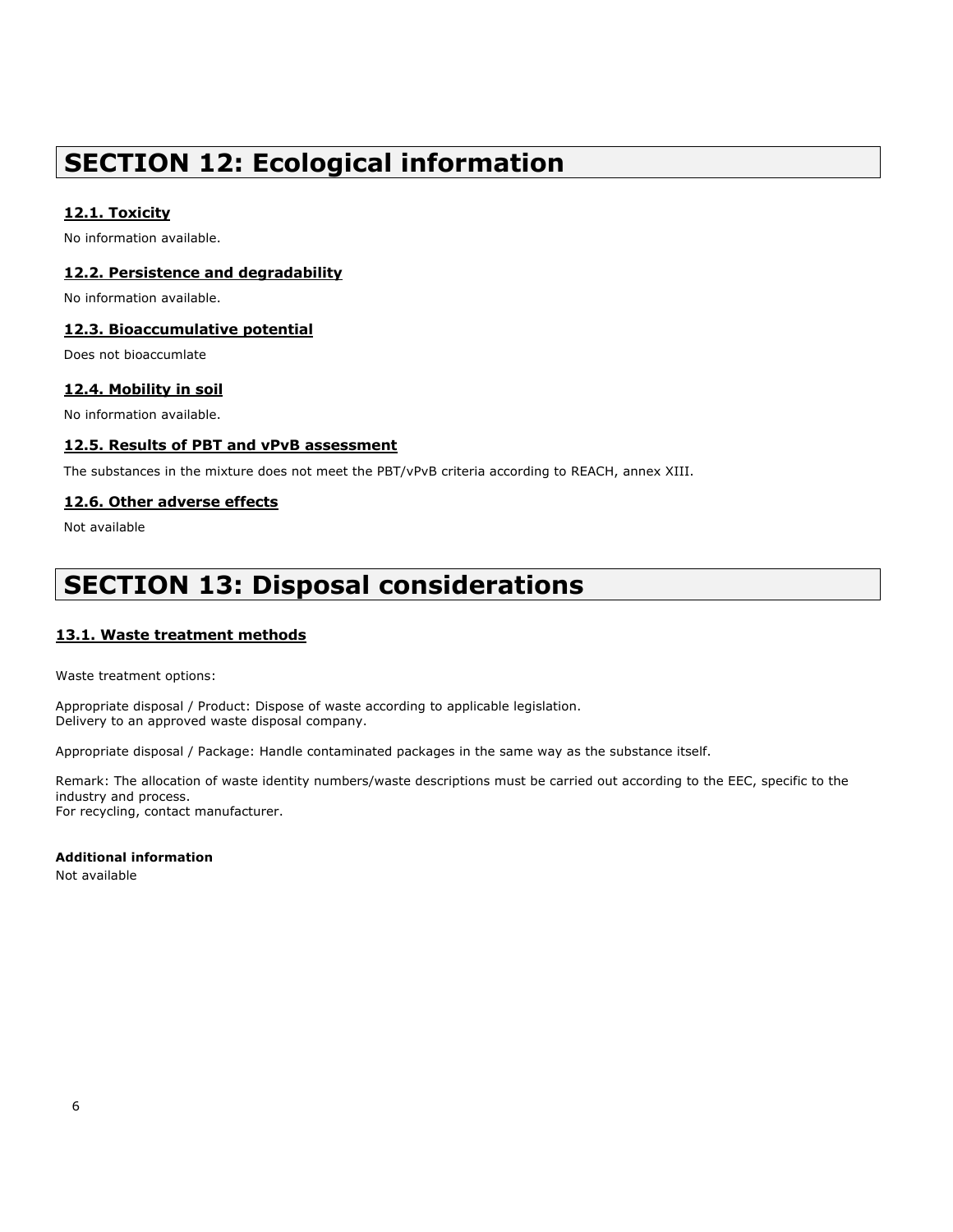# SECTION 12: Ecological information

### 12.1. Toxicity

No information available.

### 12.2. Persistence and degradability

No information available.

### 12.3. Bioaccumulative potential

Does not bioaccumlate

### 12.4. Mobility in soil

No information available.

### 12.5. Results of PBT and vPvB assessment

The substances in the mixture does not meet the PBT/vPvB criteria according to REACH, annex XIII.

### 12.6. Other adverse effects

Not available

# SECTION 13: Disposal considerations

### 13.1. Waste treatment methods

Waste treatment options:

Appropriate disposal / Product: Dispose of waste according to applicable legislation.
Delivery to an approved waste disposal company.

Appropriate disposal / Package: Handle contaminated packages in the same way as the substance itself.

Remark: The allocation of waste identity numbers/waste descriptions must be carried out according to the EEC, specific to the industry and process.
For recycling, contact manufacturer.

**Additional information**

Not available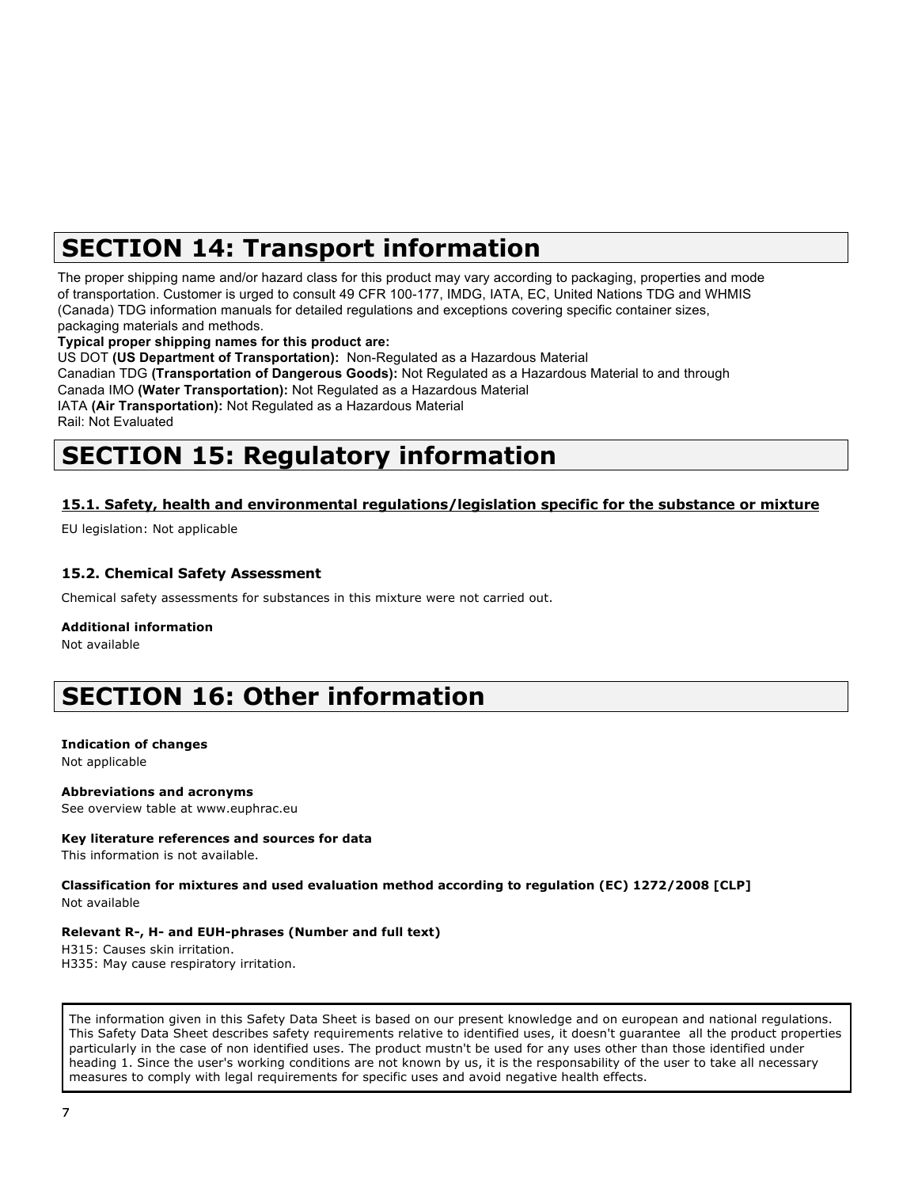## SECTION 14: Transport information

The proper shipping name and/or hazard class for this product may vary according to packaging, properties and mode of transportation. Customer is urged to consult 49 CFR 100-177, IMDG, IATA, EC, United Nations TDG and WHMIS (Canada) TDG information manuals for detailed regulations and exceptions covering specific container sizes, packaging materials and methods.

**Typical proper shipping names for this product are:**

US DOT **(US Department of Transportation):** Non-Regulated as a Hazardous Material
Canadian TDG **(Transportation of Dangerous Goods):** Not Regulated as a Hazardous Material to and through Canada IMO **(Water Transportation):** Not Regulated as a Hazardous Material
IATA **(Air Transportation):** Not Regulated as a Hazardous Material
Rail: Not Evaluated

## SECTION 15: Regulatory information

### 15.1. Safety, health and environmental regulations/legislation specific for the substance or mixture

EU legislation: Not applicable

### 15.2. Chemical Safety Assessment

Chemical safety assessments for substances in this mixture were not carried out.

**Additional information**

Not available

## SECTION 16: Other information

**Indication of changes**

Not applicable

**Abbreviations and acronyms**

See overview table at www.euphrac.eu

**Key literature references and sources for data**

This information is not available.

**Classification for mixtures and used evaluation method according to regulation (EC) 1272/2008 [CLP]**

Not available

**Relevant R-, H- and EUH-phrases (Number and full text)**

H315: Causes skin irritation.
H335: May cause respiratory irritation.

The information given in this Safety Data Sheet is based on our present knowledge and on european and national regulations. This Safety Data Sheet describes safety requirements relative to identified uses, it doesn't guarantee all the product properties particularly in the case of non identified uses. The product mustn't be used for any uses other than those identified under heading 1. Since the user's working conditions are not known by us, it is the responsability of the user to take all necessary measures to comply with legal requirements for specific uses and avoid negative health effects.